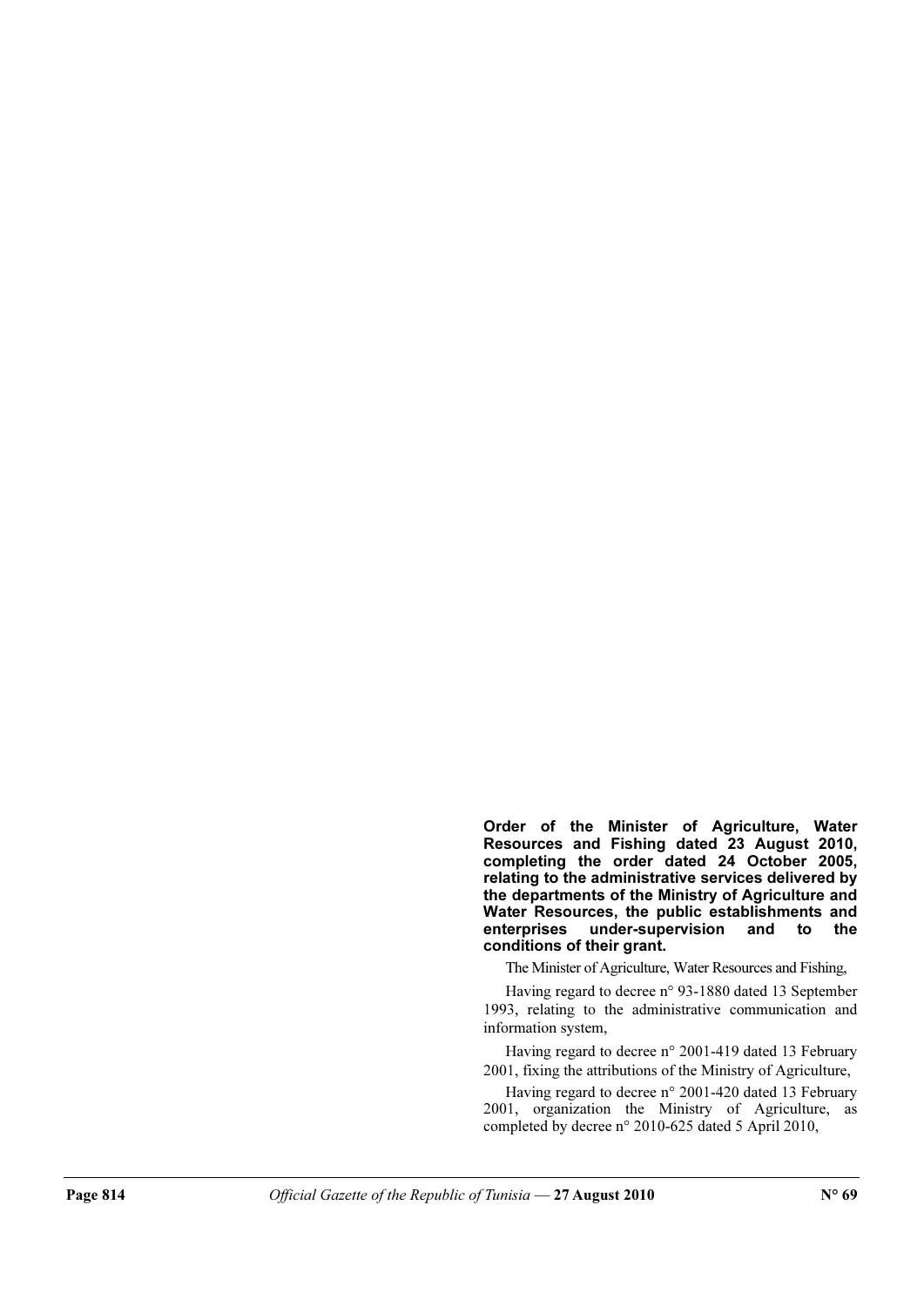**Order of the Minister of Agriculture, Water Resources and Fishing dated 23 August 2010, completing the order dated 24 October 2005, relating to the administrative services delivered by the departments of the Ministry of Agriculture and Water Resources, the public establishments and enterprises under-supervision and to the conditions of their grant.**

The Minister of Agriculture, Water Resources and Fishing,

Having regard to decree n° 93-1880 dated 13 September 1993, relating to the administrative communication and information system,

Having regard to decree n° 2001-419 dated 13 February 2001, fixing the attributions of the Ministry of Agriculture,

Having regard to decree n° 2001-420 dated 13 February 2001, organization the Ministry of Agriculture, as completed by decree n° 2010-625 dated 5 April 2010,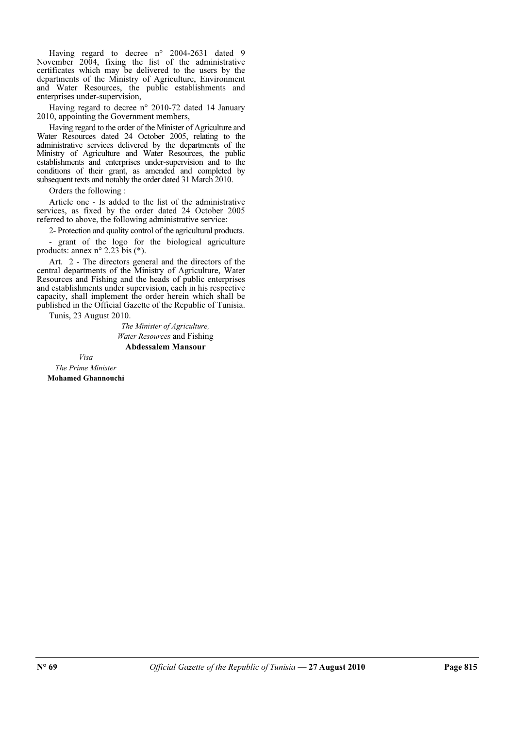Having regard to decree n° 2004-2631 dated 9 November 2004, fixing the list of the administrative certificates which may be delivered to the users by the departments of the Ministry of Agriculture, Environment and Water Resources, the public establishments and enterprises under-supervision,

Having regard to decree n° 2010-72 dated 14 January 2010, appointing the Government members,

Having regard to the order of the Minister of Agriculture and Water Resources dated 24 October 2005, relating to the administrative services delivered by the departments of the Ministry of Agriculture and Water Resources, the public establishments and enterprises under-supervision and to the conditions of their grant, as amended and completed by subsequent texts and notably the order dated 31 March 2010.

Orders the following :

Article one - Is added to the list of the administrative services, as fixed by the order dated 24 October 2005 referred to above, the following administrative service:

2- Protection and quality control of the agricultural products.

- grant of the logo for the biological agriculture products: annex n° 2.23 bis (*).

Art. 2 - The directors general and the directors of the central departments of the Ministry of Agriculture, Water Resources and Fishing and the heads of public enterprises and establishments under supervision, each in his respective capacity, shall implement the order herein which shall be published in the Official Gazette of the Republic of Tunisia.

Tunis, 23 August 2010.

*The Minister of Agriculture, Water Resources* and Fishing

**Abdessalem Mansour**

*Visa*

*The Prime Minister*

**Mohamed Ghannouchi**